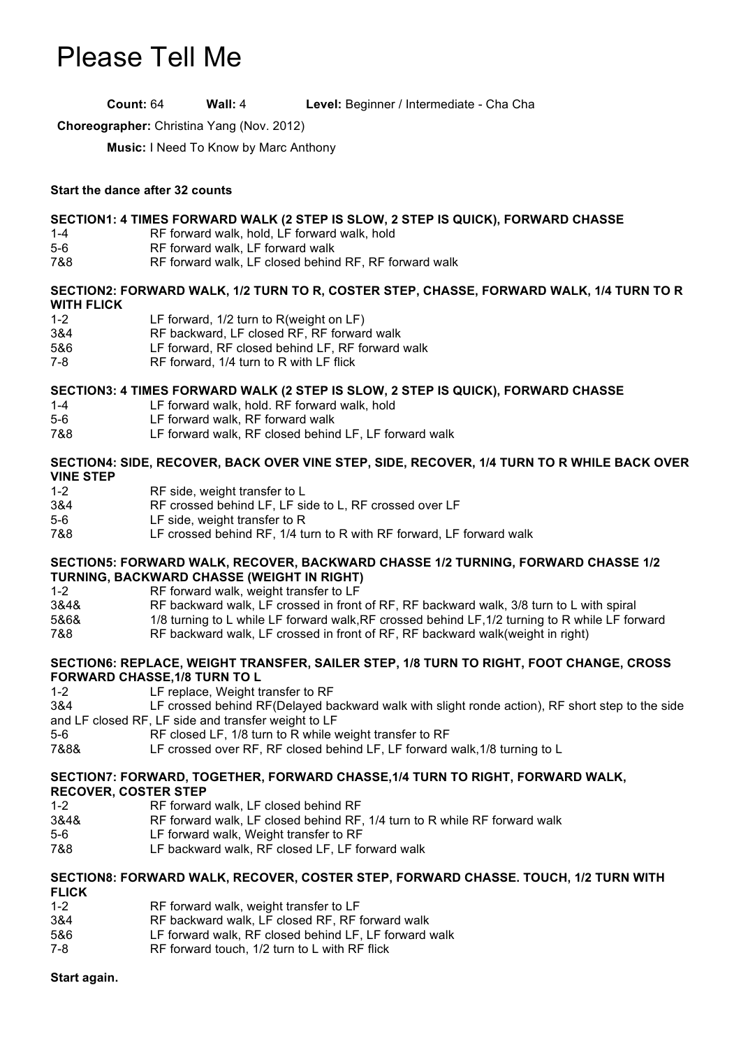# Please Tell Me

**Count:** 64 **Wall:** 4 **Level:** Beginner / Intermediate - Cha Cha

**Choreographer:** Christina Yang (Nov. 2012)

**Music:** I Need To Know by Marc Anthony

**Start the dance after 32 counts**

**SECTION1: 4 TIMES FORWARD WALK (2 STEP IS SLOW, 2 STEP IS QUICK), FORWARD CHASSE**

| | |
|---|---|
| 1-4 | RF forward walk, hold, LF forward walk, hold |
| 5-6 | RF forward walk, LF forward walk |
| 7&8 | RF forward walk, LF closed behind RF, RF forward walk |

**SECTION2: FORWARD WALK, 1/2 TURN TO R, COSTER STEP, CHASSE, FORWARD WALK, 1/4 TURN TO R WITH FLICK**

| | |
|---|---|
| 1-2 | LF forward, 1/2 turn to R(weight on LF) |
| 3&4 | RF backward, LF closed RF, RF forward walk |
| 5&6 | LF forward, RF closed behind LF, RF forward walk |
| 7-8 | RF forward, 1/4 turn to R with LF flick |

**SECTION3: 4 TIMES FORWARD WALK (2 STEP IS SLOW, 2 STEP IS QUICK), FORWARD CHASSE**

| | |
|---|---|
| 1-4 | LF forward walk, hold. RF forward walk, hold |
| 5-6 | LF forward walk, RF forward walk |
| 7&8 | LF forward walk, RF closed behind LF, LF forward walk |

**SECTION4: SIDE, RECOVER, BACK OVER VINE STEP, SIDE, RECOVER, 1/4 TURN TO R WHILE BACK OVER VINE STEP**

| | |
|---|---|
| 1-2 | RF side, weight transfer to L |
| 3&4 | RF crossed behind LF, LF side to L, RF crossed over LF |
| 5-6 | LF side, weight transfer to R |
| 7&8 | LF crossed behind RF, 1/4 turn to R with RF forward, LF forward walk |

**SECTION5: FORWARD WALK, RECOVER, BACKWARD CHASSE 1/2 TURNING, FORWARD CHASSE 1/2 TURNING, BACKWARD CHASSE (WEIGHT IN RIGHT)**

| | |
|---|---|
| 1-2 | RF forward walk, weight transfer to LF |
| 3&4& | RF backward walk, LF crossed in front of RF, RF backward walk, 3/8 turn to L with spiral |
| 5&6& | 1/8 turning to L while LF forward walk,RF crossed behind LF,1/2 turning to R while LF forward |
| 7&8 | RF backward walk, LF crossed in front of RF, RF backward walk(weight in right) |

**SECTION6: REPLACE, WEIGHT TRANSFER, SAILER STEP, 1/8 TURN TO RIGHT, FOOT CHANGE, CROSS FORWARD CHASSE,1/8 TURN TO L**

| | |
|---|---|
| 1-2 | LF replace, Weight transfer to RF |
| 3&4 | LF crossed behind RF(Delayed backward walk with slight ronde action), RF short step to the side and LF closed RF, LF side and transfer weight to LF |
| 5-6 | RF closed LF, 1/8 turn to R while weight transfer to RF |
| 7&8& | LF crossed over RF, RF closed behind LF, LF forward walk,1/8 turning to L |

**SECTION7: FORWARD, TOGETHER, FORWARD CHASSE,1/4 TURN TO RIGHT, FORWARD WALK, RECOVER, COSTER STEP**

| | |
|---|---|
| 1-2 | RF forward walk, LF closed behind RF |
| 3&4& | RF forward walk, LF closed behind RF, 1/4 turn to R while RF forward walk |
| 5-6 | LF forward walk, Weight transfer to RF |
| 7&8 | LF backward walk, RF closed LF, LF forward walk |

**SECTION8: FORWARD WALK, RECOVER, COSTER STEP, FORWARD CHASSE. TOUCH, 1/2 TURN WITH FLICK**

| | |
|---|---|
| 1-2 | RF forward walk, weight transfer to LF |
| 3&4 | RF backward walk, LF closed RF, RF forward walk |
| 5&6 | LF forward walk, RF closed behind LF, LF forward walk |
| 7-8 | RF forward touch, 1/2 turn to L with RF flick |

**Start again.**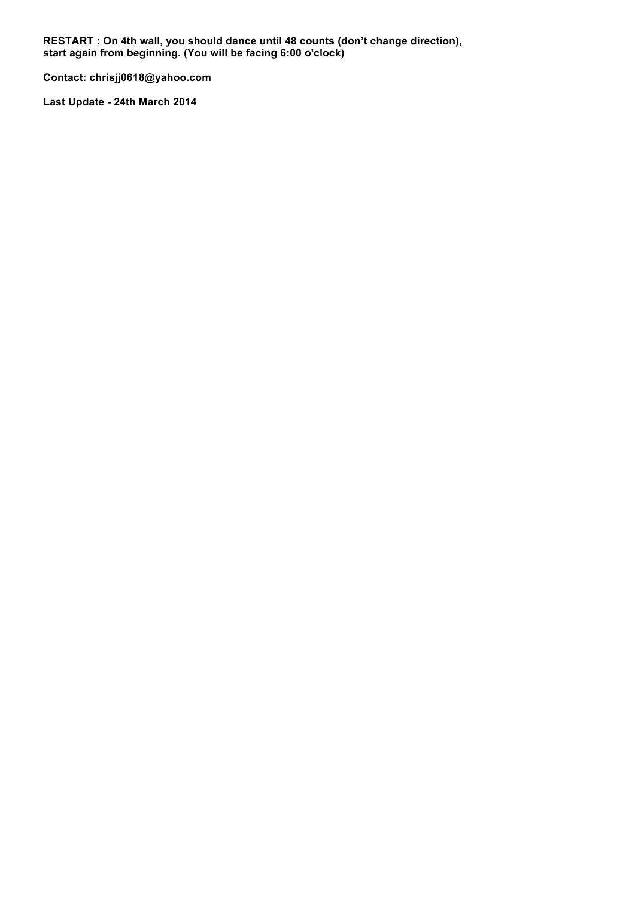**RESTART : On 4th wall, you should dance until 48 counts (don't change direction), start again from beginning. (You will be facing 6:00 o'clock)**

**Contact: chrisjj0618@yahoo.com**

**Last Update - 24th March 2014**